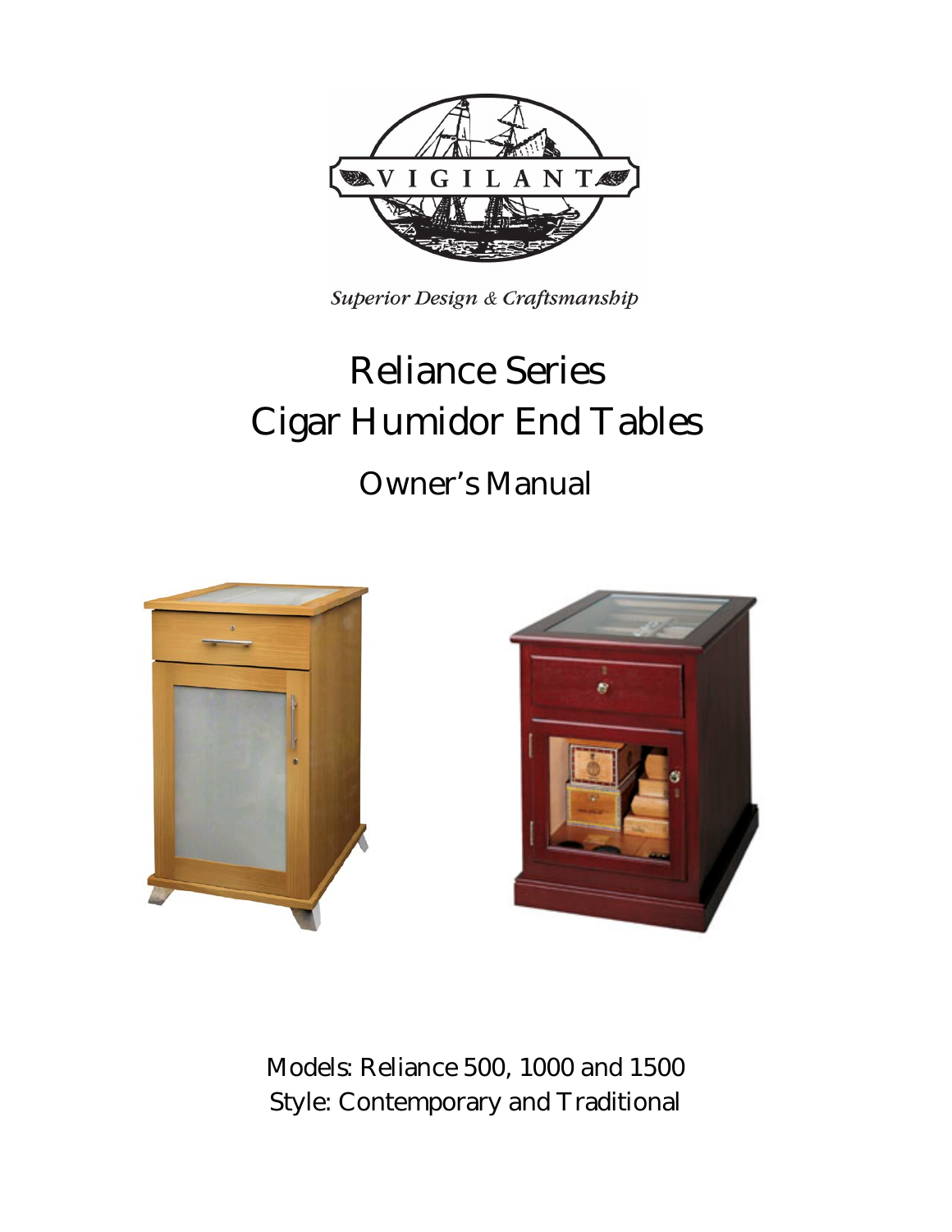VIGILANT

*Superior Design & Craftsmanship*

# Reliance Series
# Cigar Humidor End Tables

## Owner's Manual

Models: Reliance 500, 1000 and 1500
Style: Contemporary and Traditional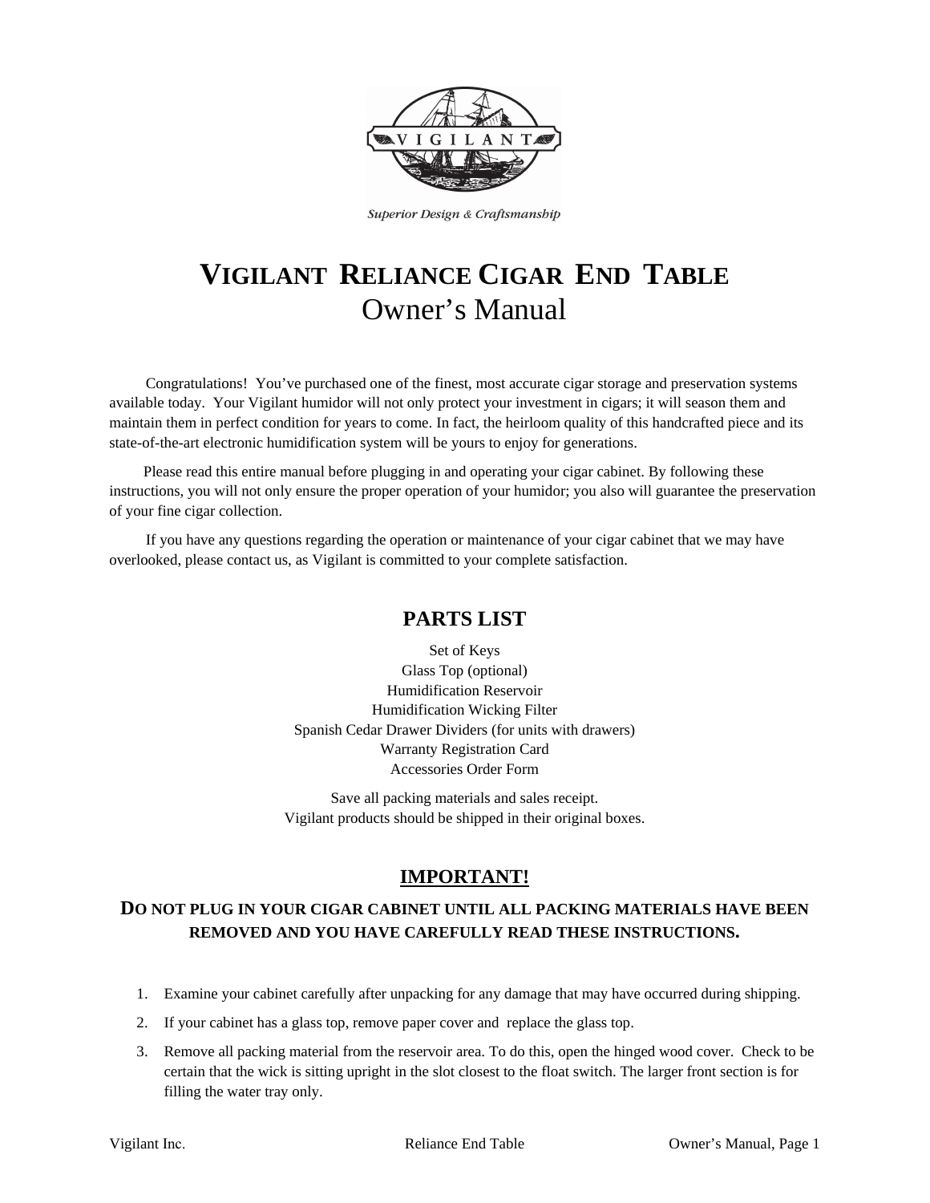Superior Design & Craftsmanship

# VIGILANT RELIANCE CIGAR END TABLE
## Owner's Manual

Congratulations! You've purchased one of the finest, most accurate cigar storage and preservation systems available today. Your Vigilant humidor will not only protect your investment in cigars; it will season them and maintain them in perfect condition for years to come. In fact, the heirloom quality of this handcrafted piece and its state-of-the-art electronic humidification system will be yours to enjoy for generations.

Please read this entire manual before plugging in and operating your cigar cabinet. By following these instructions, you will not only ensure the proper operation of your humidor; you also will guarantee the preservation of your fine cigar collection.

If you have any questions regarding the operation or maintenance of your cigar cabinet that we may have overlooked, please contact us, as Vigilant is committed to your complete satisfaction.

## PARTS LIST

Set of Keys
Glass Top (optional)
Humidification Reservoir
Humidification Wicking Filter
Spanish Cedar Drawer Dividers (for units with drawers)
Warranty Registration Card
Accessories Order Form

Save all packing materials and sales receipt.
Vigilant products should be shipped in their original boxes.

## IMPORTANT!

### DO NOT PLUG IN YOUR CIGAR CABINET UNTIL ALL PACKING MATERIALS HAVE BEEN REMOVED AND YOU HAVE CAREFULLY READ THESE INSTRUCTIONS.

1. Examine your cabinet carefully after unpacking for any damage that may have occurred during shipping.
2. If your cabinet has a glass top, remove paper cover and replace the glass top.
3. Remove all packing material from the reservoir area. To do this, open the hinged wood cover. Check to be certain that the wick is sitting upright in the slot closest to the float switch. The larger front section is for filling the water tray only.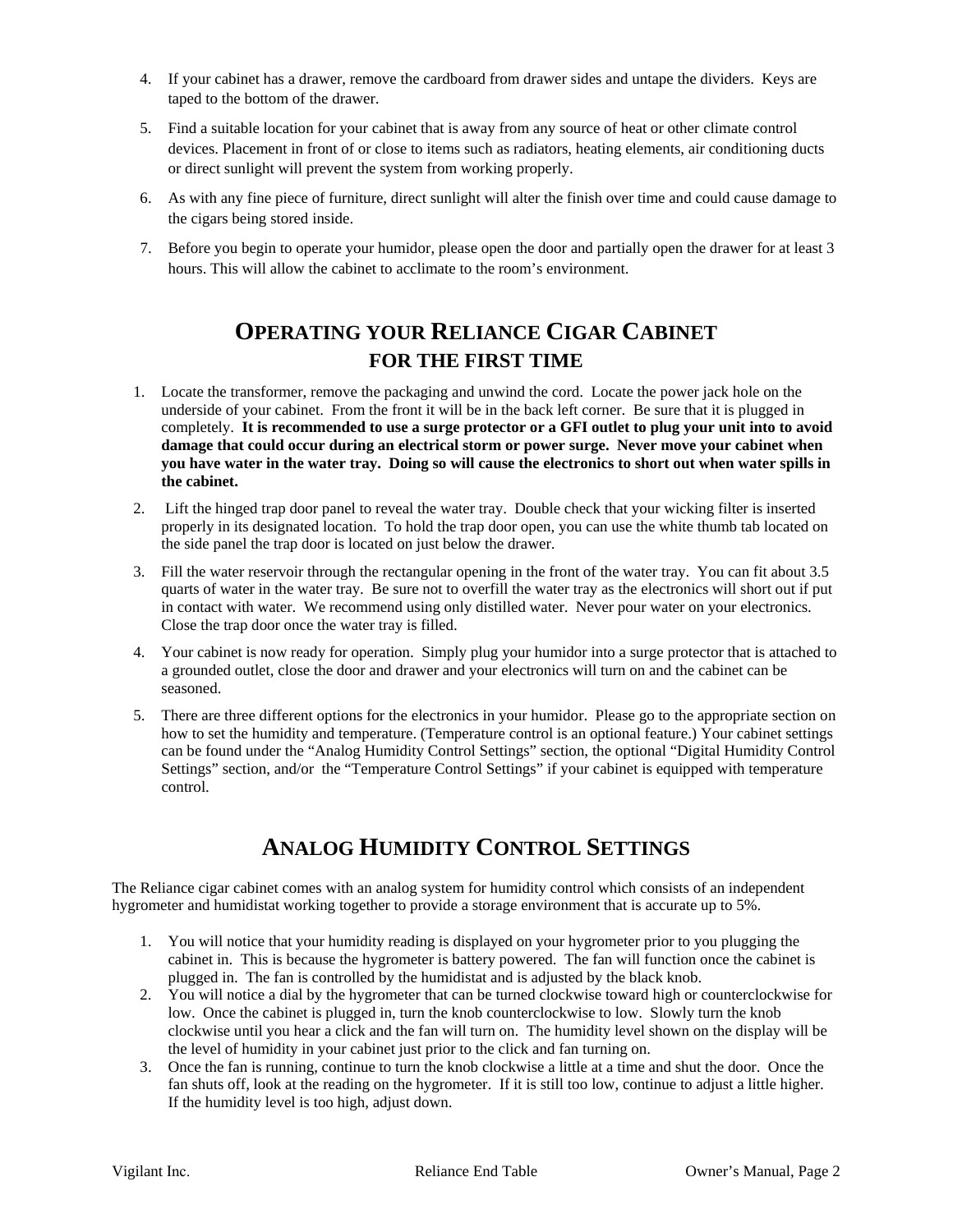4. If your cabinet has a drawer, remove the cardboard from drawer sides and untape the dividers. Keys are taped to the bottom of the drawer.
5. Find a suitable location for your cabinet that is away from any source of heat or other climate control devices. Placement in front of or close to items such as radiators, heating elements, air conditioning ducts or direct sunlight will prevent the system from working properly.
6. As with any fine piece of furniture, direct sunlight will alter the finish over time and could cause damage to the cigars being stored inside.
7. Before you begin to operate your humidor, please open the door and partially open the drawer for at least 3 hours. This will allow the cabinet to acclimate to the room's environment.

## OPERATING YOUR RELIANCE CIGAR CABINET FOR THE FIRST TIME

1. Locate the transformer, remove the packaging and unwind the cord. Locate the power jack hole on the underside of your cabinet. From the front it will be in the back left corner. Be sure that it is plugged in completely. **It is recommended to use a surge protector or a GFI outlet to plug your unit into to avoid damage that could occur during an electrical storm or power surge. Never move your cabinet when you have water in the water tray. Doing so will cause the electronics to short out when water spills in the cabinet.**
2. Lift the hinged trap door panel to reveal the water tray. Double check that your wicking filter is inserted properly in its designated location. To hold the trap door open, you can use the white thumb tab located on the side panel the trap door is located on just below the drawer.
3. Fill the water reservoir through the rectangular opening in the front of the water tray. You can fit about 3.5 quarts of water in the water tray. Be sure not to overfill the water tray as the electronics will short out if put in contact with water. We recommend using only distilled water. Never pour water on your electronics. Close the trap door once the water tray is filled.
4. Your cabinet is now ready for operation. Simply plug your humidor into a surge protector that is attached to a grounded outlet, close the door and drawer and your electronics will turn on and the cabinet can be seasoned.
5. There are three different options for the electronics in your humidor. Please go to the appropriate section on how to set the humidity and temperature. (Temperature control is an optional feature.) Your cabinet settings can be found under the "Analog Humidity Control Settings" section, the optional "Digital Humidity Control Settings" section, and/or the "Temperature Control Settings" if your cabinet is equipped with temperature control.

## ANALOG HUMIDITY CONTROL SETTINGS

The Reliance cigar cabinet comes with an analog system for humidity control which consists of an independent hygrometer and humidistat working together to provide a storage environment that is accurate up to 5%.

1. You will notice that your humidity reading is displayed on your hygrometer prior to you plugging the cabinet in. This is because the hygrometer is battery powered. The fan will function once the cabinet is plugged in. The fan is controlled by the humidistat and is adjusted by the black knob.
2. You will notice a dial by the hygrometer that can be turned clockwise toward high or counterclockwise for low. Once the cabinet is plugged in, turn the knob counterclockwise to low. Slowly turn the knob clockwise until you hear a click and the fan will turn on. The humidity level shown on the display will be the level of humidity in your cabinet just prior to the click and fan turning on.
3. Once the fan is running, continue to turn the knob clockwise a little at a time and shut the door. Once the fan shuts off, look at the reading on the hygrometer. If it is still too low, continue to adjust a little higher. If the humidity level is too high, adjust down.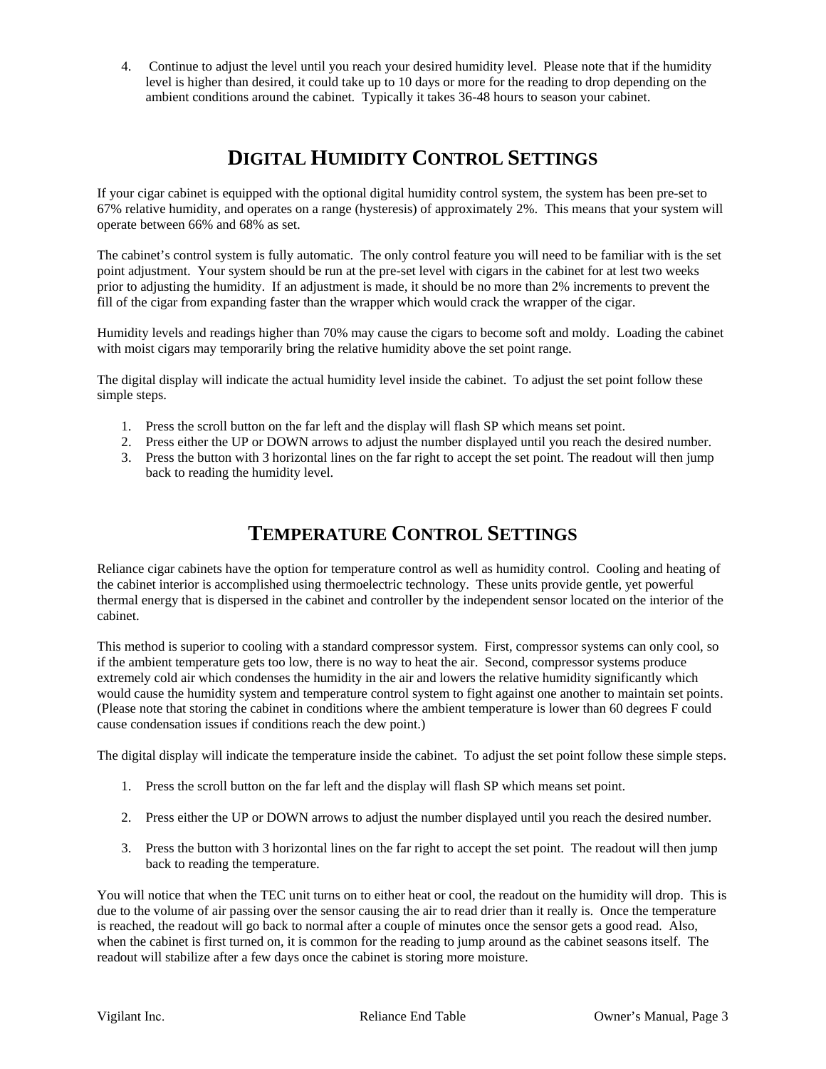4. Continue to adjust the level until you reach your desired humidity level. Please note that if the humidity level is higher than desired, it could take up to 10 days or more for the reading to drop depending on the ambient conditions around the cabinet. Typically it takes 36-48 hours to season your cabinet.

## DIGITAL HUMIDITY CONTROL SETTINGS

If your cigar cabinet is equipped with the optional digital humidity control system, the system has been pre-set to 67% relative humidity, and operates on a range (hysteresis) of approximately 2%. This means that your system will operate between 66% and 68% as set.

The cabinet's control system is fully automatic. The only control feature you will need to be familiar with is the set point adjustment. Your system should be run at the pre-set level with cigars in the cabinet for at lest two weeks prior to adjusting the humidity. If an adjustment is made, it should be no more than 2% increments to prevent the fill of the cigar from expanding faster than the wrapper which would crack the wrapper of the cigar.

Humidity levels and readings higher than 70% may cause the cigars to become soft and moldy. Loading the cabinet with moist cigars may temporarily bring the relative humidity above the set point range.

The digital display will indicate the actual humidity level inside the cabinet. To adjust the set point follow these simple steps.

1. Press the scroll button on the far left and the display will flash SP which means set point.
2. Press either the UP or DOWN arrows to adjust the number displayed until you reach the desired number.
3. Press the button with 3 horizontal lines on the far right to accept the set point. The readout will then jump back to reading the humidity level.

## TEMPERATURE CONTROL SETTINGS

Reliance cigar cabinets have the option for temperature control as well as humidity control. Cooling and heating of the cabinet interior is accomplished using thermoelectric technology. These units provide gentle, yet powerful thermal energy that is dispersed in the cabinet and controller by the independent sensor located on the interior of the cabinet.

This method is superior to cooling with a standard compressor system. First, compressor systems can only cool, so if the ambient temperature gets too low, there is no way to heat the air. Second, compressor systems produce extremely cold air which condenses the humidity in the air and lowers the relative humidity significantly which would cause the humidity system and temperature control system to fight against one another to maintain set points. (Please note that storing the cabinet in conditions where the ambient temperature is lower than 60 degrees F could cause condensation issues if conditions reach the dew point.)

The digital display will indicate the temperature inside the cabinet. To adjust the set point follow these simple steps.

1. Press the scroll button on the far left and the display will flash SP which means set point.

2. Press either the UP or DOWN arrows to adjust the number displayed until you reach the desired number.

3. Press the button with 3 horizontal lines on the far right to accept the set point. The readout will then jump back to reading the temperature.

You will notice that when the TEC unit turns on to either heat or cool, the readout on the humidity will drop. This is due to the volume of air passing over the sensor causing the air to read drier than it really is. Once the temperature is reached, the readout will go back to normal after a couple of minutes once the sensor gets a good read. Also, when the cabinet is first turned on, it is common for the reading to jump around as the cabinet seasons itself. The readout will stabilize after a few days once the cabinet is storing more moisture.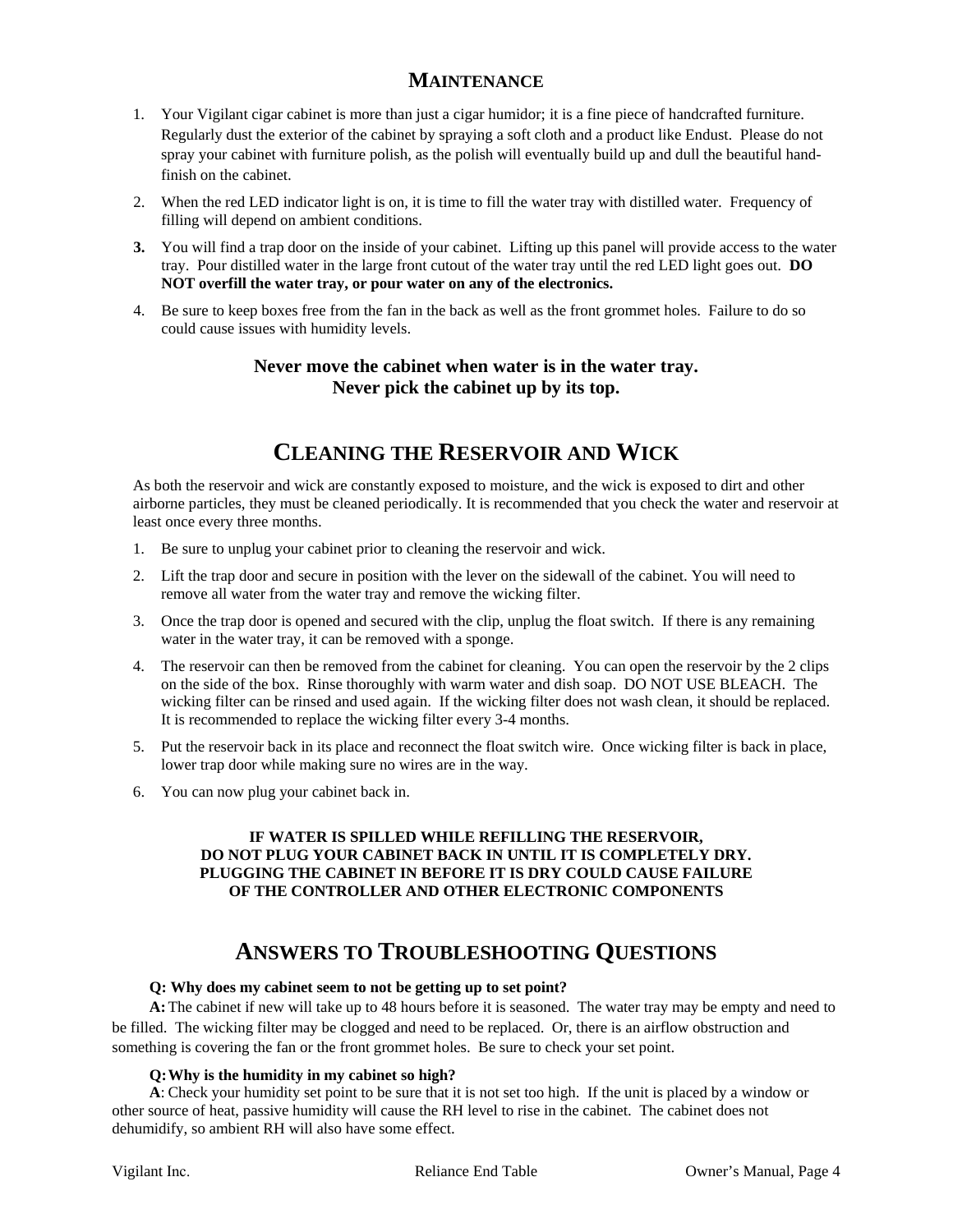## MAINTENANCE

1. Your Vigilant cigar cabinet is more than just a cigar humidor; it is a fine piece of handcrafted furniture. Regularly dust the exterior of the cabinet by spraying a soft cloth and a product like Endust. Please do not spray your cabinet with furniture polish, as the polish will eventually build up and dull the beautiful hand-finish on the cabinet.
2. When the red LED indicator light is on, it is time to fill the water tray with distilled water. Frequency of filling will depend on ambient conditions.
3. You will find a trap door on the inside of your cabinet. Lifting up this panel will provide access to the water tray. Pour distilled water in the large front cutout of the water tray until the red LED light goes out. **DO NOT overfill the water tray, or pour water on any of the electronics.**
4. Be sure to keep boxes free from the fan in the back as well as the front grommet holes. Failure to do so could cause issues with humidity levels.

**Never move the cabinet when water is in the water tray.**
**Never pick the cabinet up by its top.**

## CLEANING THE RESERVOIR AND WICK

As both the reservoir and wick are constantly exposed to moisture, and the wick is exposed to dirt and other airborne particles, they must be cleaned periodically. It is recommended that you check the water and reservoir at least once every three months.

1. Be sure to unplug your cabinet prior to cleaning the reservoir and wick.
2. Lift the trap door and secure in position with the lever on the sidewall of the cabinet. You will need to remove all water from the water tray and remove the wicking filter.
3. Once the trap door is opened and secured with the clip, unplug the float switch. If there is any remaining water in the water tray, it can be removed with a sponge.
4. The reservoir can then be removed from the cabinet for cleaning. You can open the reservoir by the 2 clips on the side of the box. Rinse thoroughly with warm water and dish soap. DO NOT USE BLEACH. The wicking filter can be rinsed and used again. If the wicking filter does not wash clean, it should be replaced. It is recommended to replace the wicking filter every 3-4 months.
5. Put the reservoir back in its place and reconnect the float switch wire. Once wicking filter is back in place, lower trap door while making sure no wires are in the way.
6. You can now plug your cabinet back in.

**IF WATER IS SPILLED WHILE REFILLING THE RESERVOIR, DO NOT PLUG YOUR CABINET BACK IN UNTIL IT IS COMPLETELY DRY. PLUGGING THE CABINET IN BEFORE IT IS DRY COULD CAUSE FAILURE OF THE CONTROLLER AND OTHER ELECTRONIC COMPONENTS**

## ANSWERS TO TROUBLESHOOTING QUESTIONS

**Q: Why does my cabinet seem to not be getting up to set point?**

**A:** The cabinet if new will take up to 48 hours before it is seasoned. The water tray may be empty and need to be filled. The wicking filter may be clogged and need to be replaced. Or, there is an airflow obstruction and something is covering the fan or the front grommet holes. Be sure to check your set point.

**Q: Why is the humidity in my cabinet so high?**

**A**: Check your humidity set point to be sure that it is not set too high. If the unit is placed by a window or other source of heat, passive humidity will cause the RH level to rise in the cabinet. The cabinet does not dehumidify, so ambient RH will also have some effect.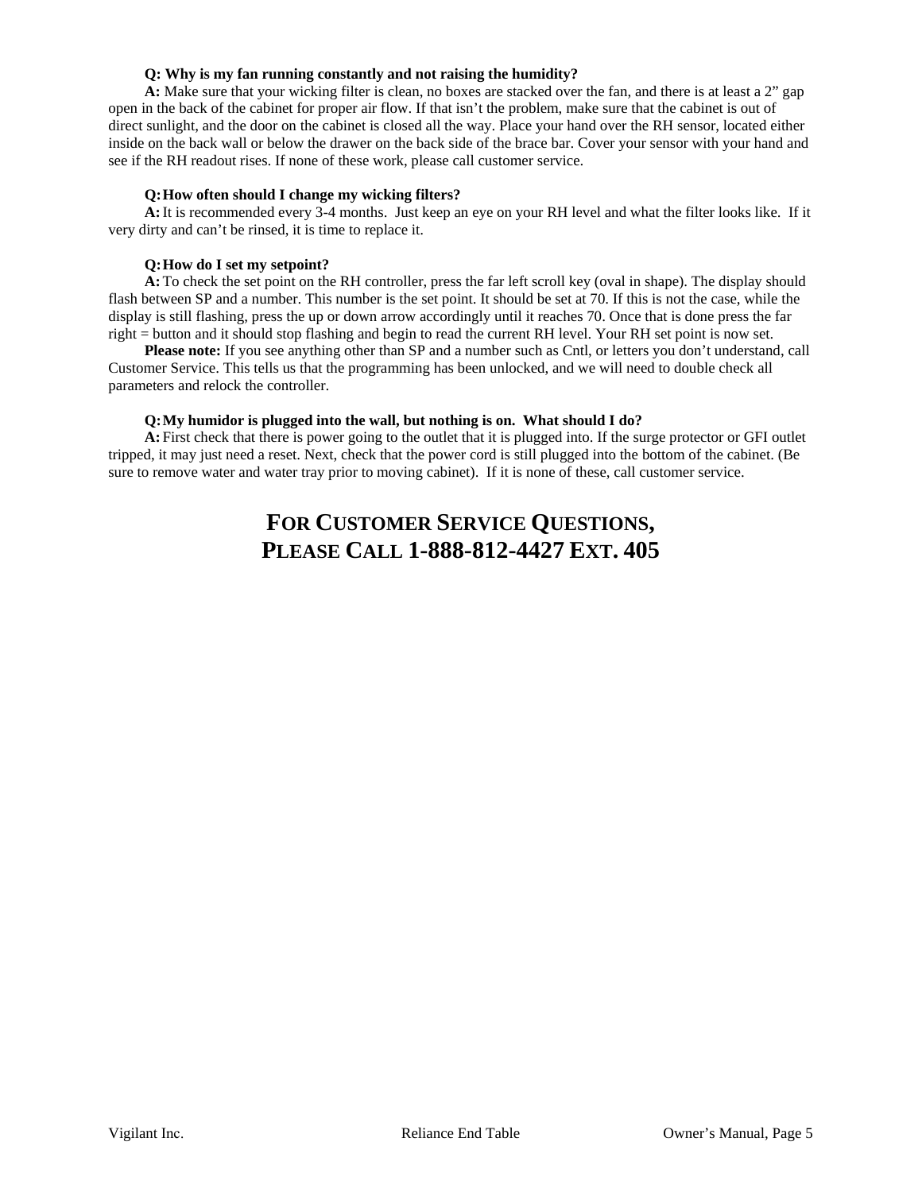**Q: Why is my fan running constantly and not raising the humidity?**

**A:** Make sure that your wicking filter is clean, no boxes are stacked over the fan, and there is at least a 2" gap open in the back of the cabinet for proper air flow. If that isn't the problem, make sure that the cabinet is out of direct sunlight, and the door on the cabinet is closed all the way. Place your hand over the RH sensor, located either inside on the back wall or below the drawer on the back side of the brace bar. Cover your sensor with your hand and see if the RH readout rises. If none of these work, please call customer service.

**Q: How often should I change my wicking filters?**

**A:** It is recommended every 3-4 months. Just keep an eye on your RH level and what the filter looks like. If it very dirty and can't be rinsed, it is time to replace it.

**Q: How do I set my setpoint?**

**A:** To check the set point on the RH controller, press the far left scroll key (oval in shape). The display should flash between SP and a number. This number is the set point. It should be set at 70. If this is not the case, while the display is still flashing, press the up or down arrow accordingly until it reaches 70. Once that is done press the far right = button and it should stop flashing and begin to read the current RH level. Your RH set point is now set.

**Please note:** If you see anything other than SP and a number such as Cntl, or letters you don't understand, call Customer Service. This tells us that the programming has been unlocked, and we will need to double check all parameters and relock the controller.

**Q: My humidor is plugged into the wall, but nothing is on. What should I do?**

**A:** First check that there is power going to the outlet that it is plugged into. If the surge protector or GFI outlet tripped, it may just need a reset. Next, check that the power cord is still plugged into the bottom of the cabinet. (Be sure to remove water and water tray prior to moving cabinet). If it is none of these, call customer service.

## FOR CUSTOMER SERVICE QUESTIONS, PLEASE CALL 1-888-812-4427 EXT. 405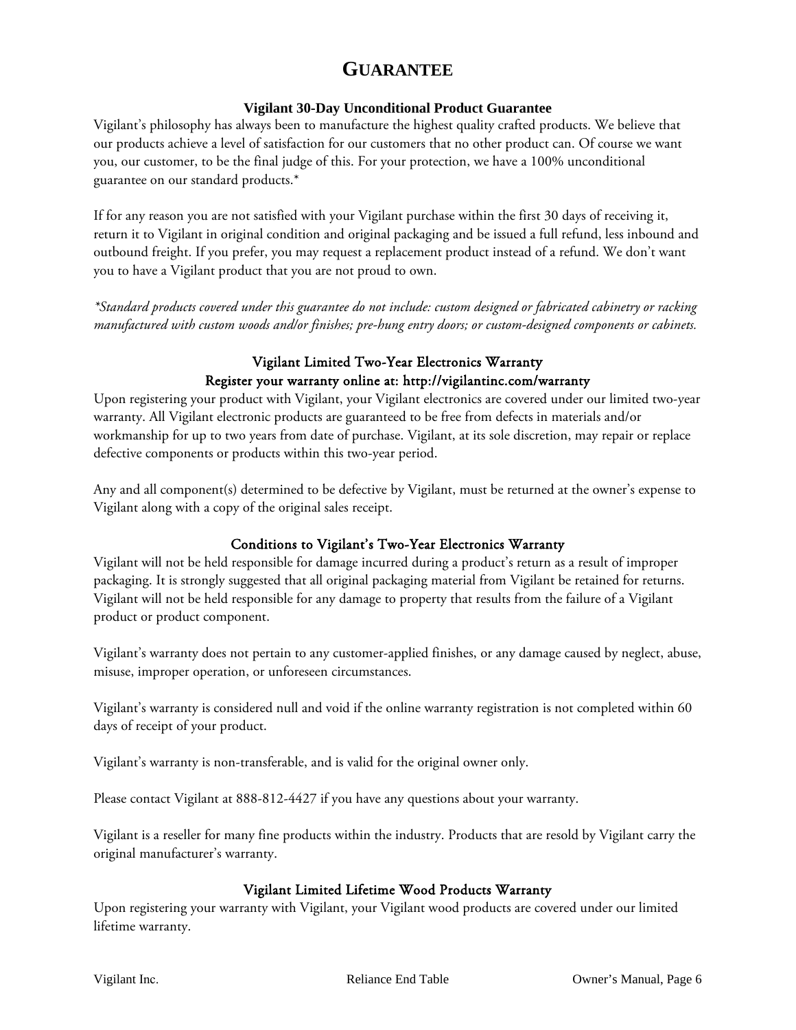# GUARANTEE

### Vigilant 30-Day Unconditional Product Guarantee

Vigilant's philosophy has always been to manufacture the highest quality crafted products. We believe that our products achieve a level of satisfaction for our customers that no other product can. Of course we want you, our customer, to be the final judge of this. For your protection, we have a 100% unconditional guarantee on our standard products.*

If for any reason you are not satisfied with your Vigilant purchase within the first 30 days of receiving it, return it to Vigilant in original condition and original packaging and be issued a full refund, less inbound and outbound freight. If you prefer, you may request a replacement product instead of a refund. We don't want you to have a Vigilant product that you are not proud to own.

*\*Standard products covered under this guarantee do not include: custom designed or fabricated cabinetry or racking manufactured with custom woods and/or finishes; pre-hung entry doors; or custom-designed components or cabinets.*

### Vigilant Limited Two-Year Electronics Warranty

**Register your warranty online at: http://vigilantinc.com/warranty**

Upon registering your product with Vigilant, your Vigilant electronics are covered under our limited two-year warranty. All Vigilant electronic products are guaranteed to be free from defects in materials and/or workmanship for up to two years from date of purchase. Vigilant, at its sole discretion, may repair or replace defective components or products within this two-year period.

Any and all component(s) determined to be defective by Vigilant, must be returned at the owner's expense to Vigilant along with a copy of the original sales receipt.

### Conditions to Vigilant's Two-Year Electronics Warranty

Vigilant will not be held responsible for damage incurred during a product's return as a result of improper packaging. It is strongly suggested that all original packaging material from Vigilant be retained for returns. Vigilant will not be held responsible for any damage to property that results from the failure of a Vigilant product or product component.

Vigilant's warranty does not pertain to any customer-applied finishes, or any damage caused by neglect, abuse, misuse, improper operation, or unforeseen circumstances.

Vigilant's warranty is considered null and void if the online warranty registration is not completed within 60 days of receipt of your product.

Vigilant's warranty is non-transferable, and is valid for the original owner only.

Please contact Vigilant at 888-812-4427 if you have any questions about your warranty.

Vigilant is a reseller for many fine products within the industry. Products that are resold by Vigilant carry the original manufacturer's warranty.

### Vigilant Limited Lifetime Wood Products Warranty

Upon registering your warranty with Vigilant, your Vigilant wood products are covered under our limited lifetime warranty.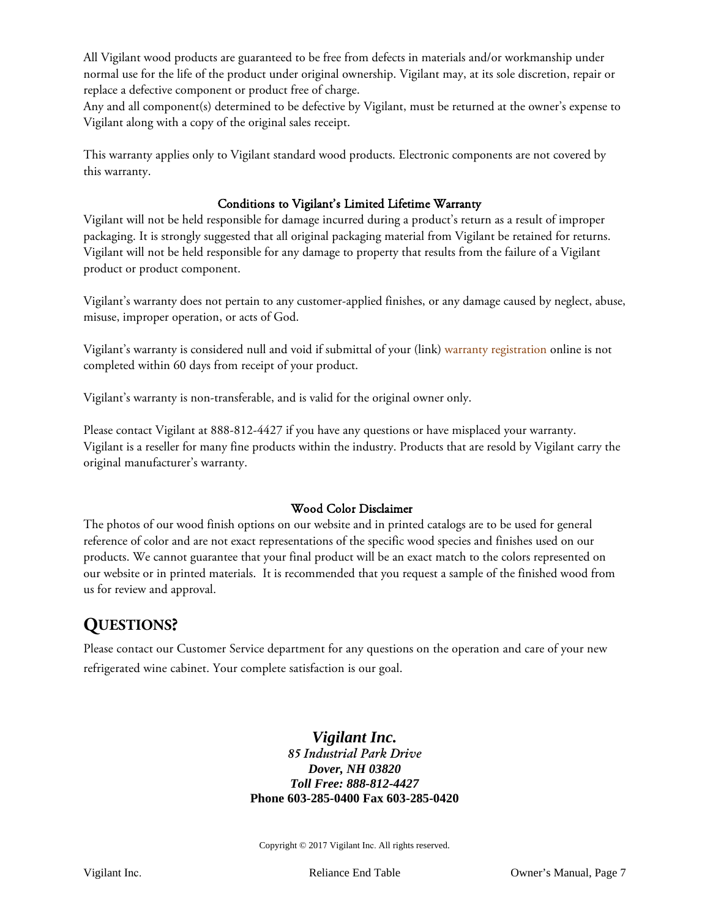All Vigilant wood products are guaranteed to be free from defects in materials and/or workmanship under normal use for the life of the product under original ownership. Vigilant may, at its sole discretion, repair or replace a defective component or product free of charge.
Any and all component(s) determined to be defective by Vigilant, must be returned at the owner's expense to Vigilant along with a copy of the original sales receipt.

This warranty applies only to Vigilant standard wood products. Electronic components are not covered by this warranty.

### Conditions to Vigilant's Limited Lifetime Warranty

Vigilant will not be held responsible for damage incurred during a product's return as a result of improper packaging. It is strongly suggested that all original packaging material from Vigilant be retained for returns. Vigilant will not be held responsible for any damage to property that results from the failure of a Vigilant product or product component.

Vigilant's warranty does not pertain to any customer-applied finishes, or any damage caused by neglect, abuse, misuse, improper operation, or acts of God.

Vigilant's warranty is considered null and void if submittal of your (link) warranty registration online is not completed within 60 days from receipt of your product.

Vigilant's warranty is non-transferable, and is valid for the original owner only.

Please contact Vigilant at 888-812-4427 if you have any questions or have misplaced your warranty. Vigilant is a reseller for many fine products within the industry. Products that are resold by Vigilant carry the original manufacturer's warranty.

### Wood Color Disclaimer

The photos of our wood finish options on our website and in printed catalogs are to be used for general reference of color and are not exact representations of the specific wood species and finishes used on our products. We cannot guarantee that your final product will be an exact match to the colors represented on our website or in printed materials. It is recommended that you request a sample of the finished wood from us for review and approval.

## QUESTIONS?

Please contact our Customer Service department for any questions on the operation and care of your new refrigerated wine cabinet. Your complete satisfaction is our goal.

***Vigilant Inc.***
*85 Industrial Park Drive*
***Dover, NH 03820***
***Toll Free: 888-812-4427***
**Phone 603-285-0400 Fax 603-285-0420**

Copyright © 2017 Vigilant Inc. All rights reserved.